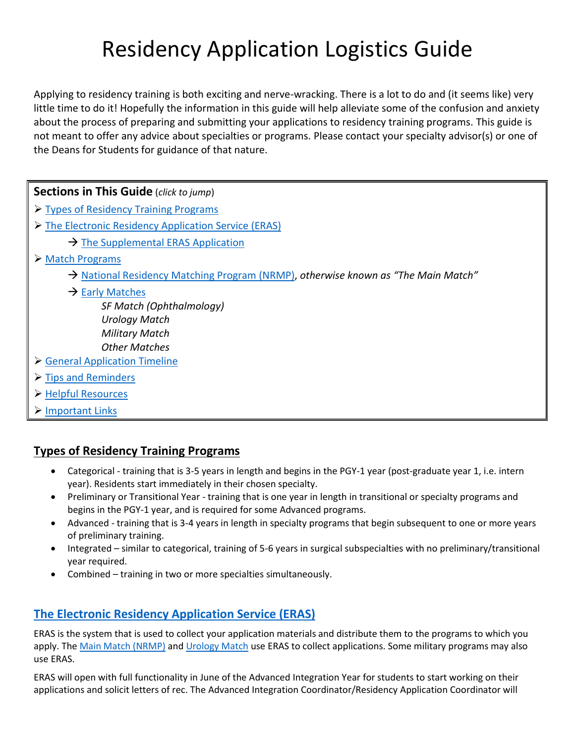# Residency Application Logistics Guide

Applying to residency training is both exciting and nerve-wracking. There is a lot to do and (it seems like) very little time to do it! Hopefully the information in this guide will help alleviate some of the confusion and anxiety about the process of preparing and submitting your applications to residency training programs. This guide is not meant to offer any advice about specialties or programs. Please contact your specialty advisor(s) or one of the Deans for Students for guidance of that nature.

**Sections in This Guide** (*click to jump*)

- Types of Residency Training Programs
- The Electronic Residency Application Service (ERAS)
  - → The Supplemental ERAS Application
- Match Programs
  - → National Residency Matching Program (NRMP), *otherwise known as "The Main Match"*
  - → Early Matches
    - *SF Match (Ophthalmology)*
    - *Urology Match*
    - *Military Match*
    - *Other Matches*
- General Application Timeline
- Tips and Reminders
- Helpful Resources
- Important Links

## Types of Residency Training Programs

- Categorical - training that is 3-5 years in length and begins in the PGY-1 year (post-graduate year 1, i.e. intern year). Residents start immediately in their chosen specialty.
- Preliminary or Transitional Year - training that is one year in length in transitional or specialty programs and begins in the PGY-1 year, and is required for some Advanced programs.
- Advanced - training that is 3-4 years in length in specialty programs that begin subsequent to one or more years of preliminary training.
- Integrated – similar to categorical, training of 5-6 years in surgical subspecialties with no preliminary/transitional year required.
- Combined – training in two or more specialties simultaneously.

## The Electronic Residency Application Service (ERAS)

ERAS is the system that is used to collect your application materials and distribute them to the programs to which you apply. The Main Match (NRMP) and Urology Match use ERAS to collect applications. Some military programs may also use ERAS.

ERAS will open with full functionality in June of the Advanced Integration Year for students to start working on their applications and solicit letters of rec. The Advanced Integration Coordinator/Residency Application Coordinator will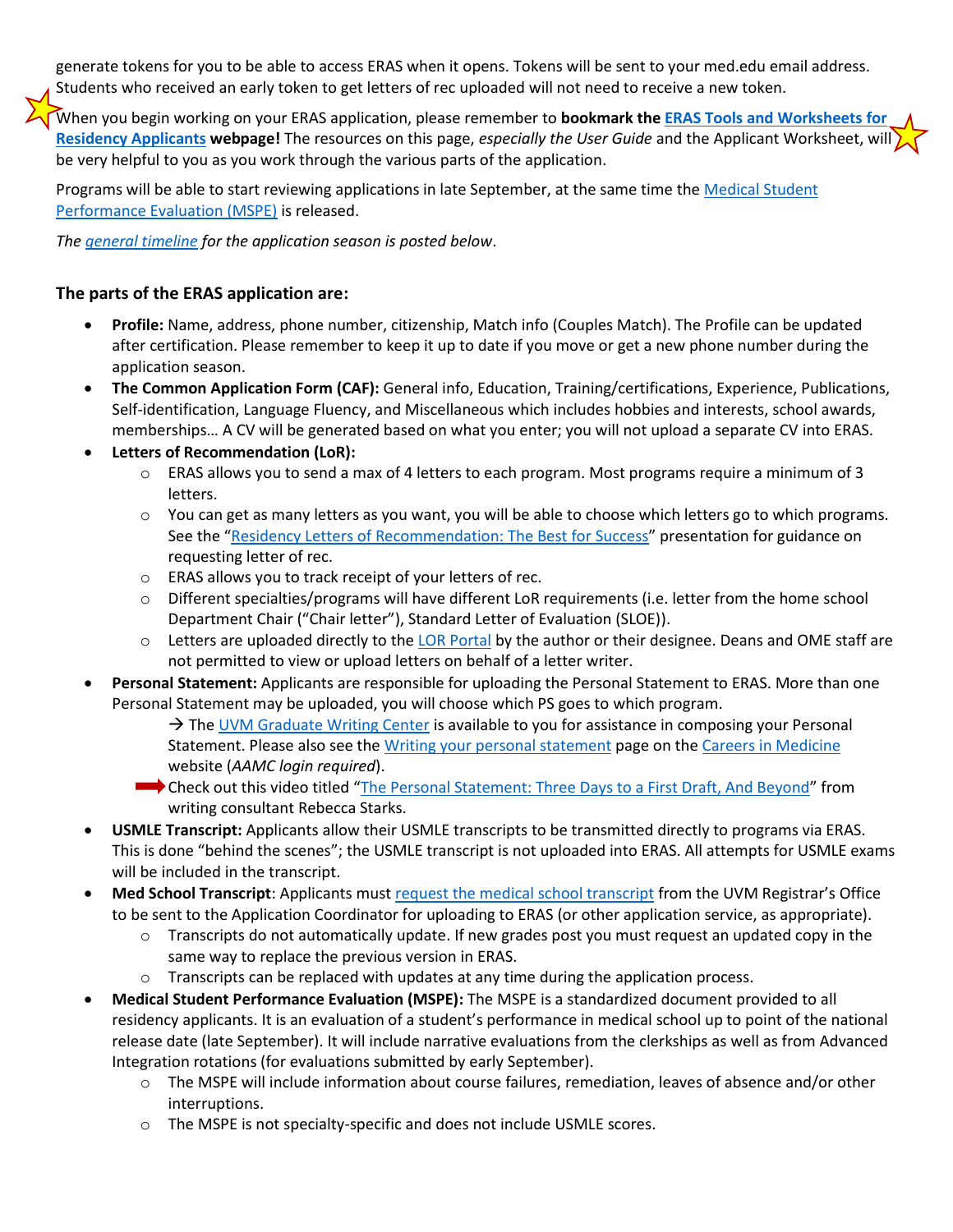generate tokens for you to be able to access ERAS when it opens. Tokens will be sent to your med.edu email address. Students who received an early token to get letters of rec uploaded will not need to receive a new token.

When you begin working on your ERAS application, please remember to **bookmark the [ERAS Tools and Worksheets for Residency Applicants](#) webpage!** The resources on this page, *especially the User Guide* and the Applicant Worksheet, will be very helpful to you as you work through the various parts of the application.

Programs will be able to start reviewing applications in late September, at the same time the [Medical Student Performance Evaluation (MSPE)](#) is released.

*The [general timeline](#) for the application season is posted below.*

### The parts of the ERAS application are:

- **Profile:** Name, address, phone number, citizenship, Match info (Couples Match). The Profile can be updated after certification. Please remember to keep it up to date if you move or get a new phone number during the application season.
- **The Common Application Form (CAF):** General info, Education, Training/certifications, Experience, Publications, Self-identification, Language Fluency, and Miscellaneous which includes hobbies and interests, school awards, memberships… A CV will be generated based on what you enter; you will not upload a separate CV into ERAS.
- **Letters of Recommendation (LoR):**
  - ERAS allows you to send a max of 4 letters to each program. Most programs require a minimum of 3 letters.
  - You can get as many letters as you want, you will be able to choose which letters go to which programs. See the "[Residency Letters of Recommendation: The Best for Success](#)" presentation for guidance on requesting letter of rec.
  - ERAS allows you to track receipt of your letters of rec.
  - Different specialties/programs will have different LoR requirements (i.e. letter from the home school Department Chair ("Chair letter"), Standard Letter of Evaluation (SLOE)).
  - Letters are uploaded directly to the [LOR Portal](#) by the author or their designee. Deans and OME staff are not permitted to view or upload letters on behalf of a letter writer.
- **Personal Statement:** Applicants are responsible for uploading the Personal Statement to ERAS. More than one Personal Statement may be uploaded, you will choose which PS goes to which program.
  - → The [UVM Graduate Writing Center](#) is available to you for assistance in composing your Personal Statement. Please also see the [Writing your personal statement](#) page on the [Careers in Medicine](#) website (*AAMC login required*).
  - ➡ Check out this video titled "[The Personal Statement: Three Days to a First Draft, And Beyond](#)" from writing consultant Rebecca Starks.
- **USMLE Transcript:** Applicants allow their USMLE transcripts to be transmitted directly to programs via ERAS. This is done "behind the scenes"; the USMLE transcript is not uploaded into ERAS. All attempts for USMLE exams will be included in the transcript.
- **Med School Transcript**: Applicants must [request the medical school transcript](#) from the UVM Registrar's Office to be sent to the Application Coordinator for uploading to ERAS (or other application service, as appropriate).
  - Transcripts do not automatically update. If new grades post you must request an updated copy in the same way to replace the previous version in ERAS.
  - Transcripts can be replaced with updates at any time during the application process.
- **Medical Student Performance Evaluation (MSPE):** The MSPE is a standardized document provided to all residency applicants. It is an evaluation of a student's performance in medical school up to point of the national release date (late September). It will include narrative evaluations from the clerkships as well as from Advanced Integration rotations (for evaluations submitted by early September).
  - The MSPE will include information about course failures, remediation, leaves of absence and/or other interruptions.
  - The MSPE is not specialty-specific and does not include USMLE scores.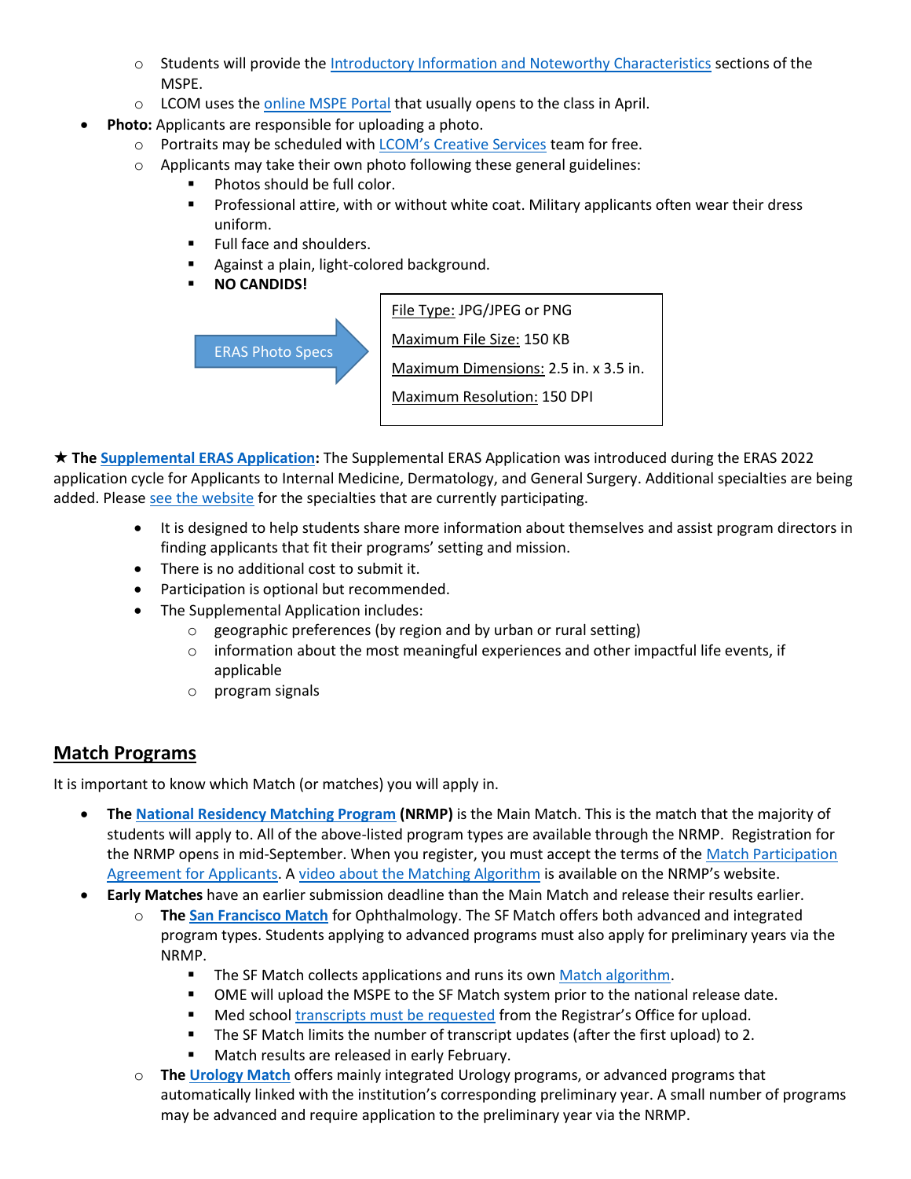- Students will provide the Introductory Information and Noteworthy Characteristics sections of the MSPE.
- LCOM uses the online MSPE Portal that usually opens to the class in April.

- **Photo:** Applicants are responsible for uploading a photo.
  - Portraits may be scheduled with LCOM's Creative Services team for free.
  - Applicants may take their own photo following these general guidelines:
    - Photos should be full color.
    - Professional attire, with or without white coat. Military applicants often wear their dress uniform.
    - Full face and shoulders.
    - Against a plain, light-colored background.
    - **NO CANDIDS!**

ERAS Photo Specs →

| |
|---|
| File Type: JPG/JPEG or PNG |
| Maximum File Size: 150 KB |
| Maximum Dimensions: 2.5 in. x 3.5 in. |
| Maximum Resolution: 150 DPI |

★ **The Supplemental ERAS Application:** The Supplemental ERAS Application was introduced during the ERAS 2022 application cycle for Applicants to Internal Medicine, Dermatology, and General Surgery. Additional specialties are being added. Please see the website for the specialties that are currently participating.

- It is designed to help students share more information about themselves and assist program directors in finding applicants that fit their programs' setting and mission.
- There is no additional cost to submit it.
- Participation is optional but recommended.
- The Supplemental Application includes:
  - geographic preferences (by region and by urban or rural setting)
  - information about the most meaningful experiences and other impactful life events, if applicable
  - program signals

## Match Programs

It is important to know which Match (or matches) you will apply in.

- **The National Residency Matching Program (NRMP)** is the Main Match. This is the match that the majority of students will apply to. All of the above-listed program types are available through the NRMP. Registration for the NRMP opens in mid-September. When you register, you must accept the terms of the Match Participation Agreement for Applicants. A video about the Matching Algorithm is available on the NRMP's website.
- **Early Matches** have an earlier submission deadline than the Main Match and release their results earlier.
  - **The San Francisco Match** for Ophthalmology. The SF Match offers both advanced and integrated program types. Students applying to advanced programs must also apply for preliminary years via the NRMP.
    - The SF Match collects applications and runs its own Match algorithm.
    - OME will upload the MSPE to the SF Match system prior to the national release date.
    - Med school transcripts must be requested from the Registrar's Office for upload.
    - The SF Match limits the number of transcript updates (after the first upload) to 2.
    - Match results are released in early February.
  - **The Urology Match** offers mainly integrated Urology programs, or advanced programs that automatically linked with the institution's corresponding preliminary year. A small number of programs may be advanced and require application to the preliminary year via the NRMP.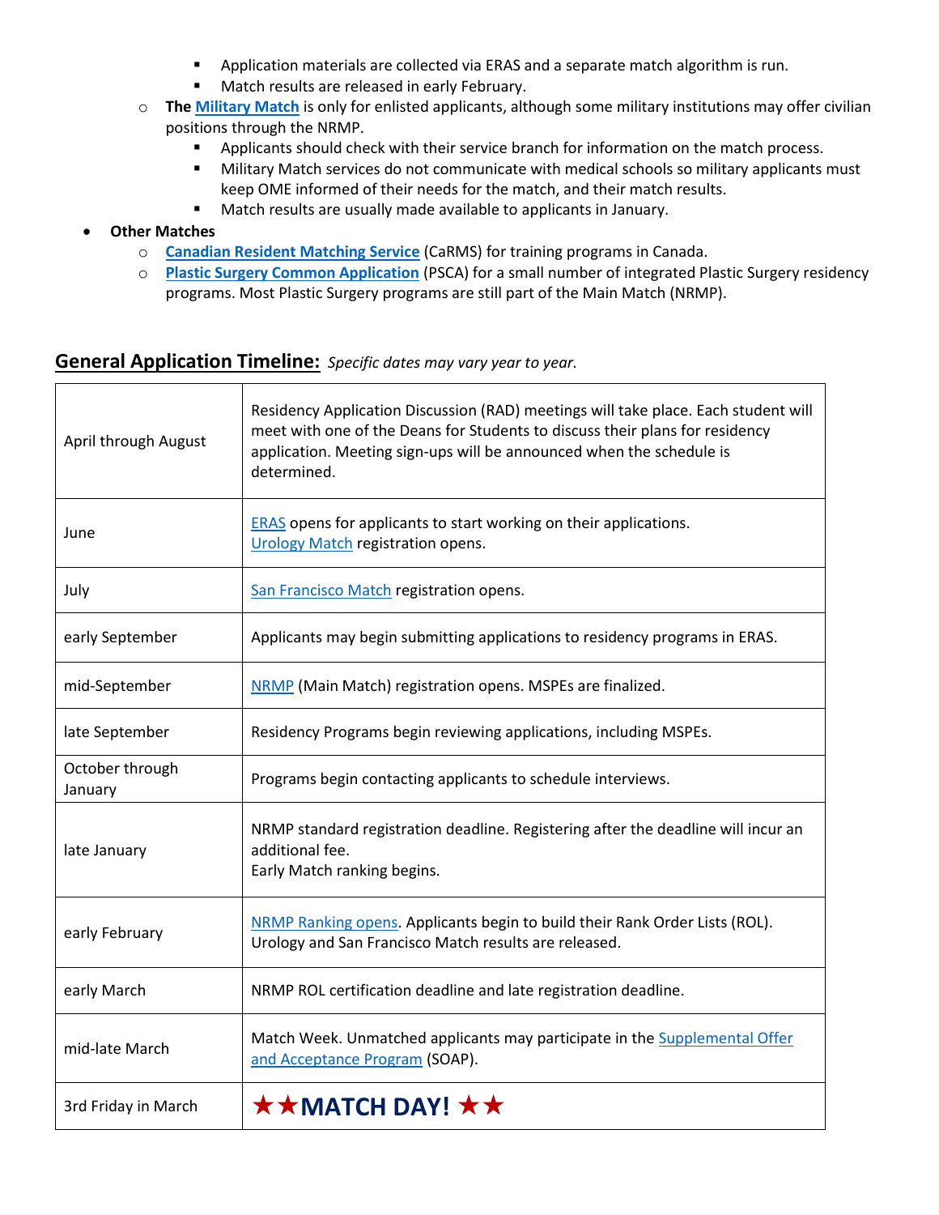- Application materials are collected via ERAS and a separate match algorithm is run.
        - Match results are released in early February.
    - **The Military Match** is only for enlisted applicants, although some military institutions may offer civilian positions through the NRMP.
        - Applicants should check with their service branch for information on the match process.
        - Military Match services do not communicate with medical schools so military applicants must keep OME informed of their needs for the match, and their match results.
        - Match results are usually made available to applicants in January.
- **Other Matches**
    - **Canadian Resident Matching Service** (CaRMS) for training programs in Canada.
    - **Plastic Surgery Common Application** (PSCA) for a small number of integrated Plastic Surgery residency programs. Most Plastic Surgery programs are still part of the Main Match (NRMP).

## General Application Timeline: *Specific dates may vary year to year.*

| | |
|---|---|
| April through August | Residency Application Discussion (RAD) meetings will take place. Each student will meet with one of the Deans for Students to discuss their plans for residency application. Meeting sign-ups will be announced when the schedule is determined. |
| June | ERAS opens for applicants to start working on their applications.<br>Urology Match registration opens. |
| July | San Francisco Match registration opens. |
| early September | Applicants may begin submitting applications to residency programs in ERAS. |
| mid-September | NRMP (Main Match) registration opens. MSPEs are finalized. |
| late September | Residency Programs begin reviewing applications, including MSPEs. |
| October through January | Programs begin contacting applicants to schedule interviews. |
| late January | NRMP standard registration deadline. Registering after the deadline will incur an additional fee.<br>Early Match ranking begins. |
| early February | NRMP Ranking opens. Applicants begin to build their Rank Order Lists (ROL).<br>Urology and San Francisco Match results are released. |
| early March | NRMP ROL certification deadline and late registration deadline. |
| mid-late March | Match Week. Unmatched applicants may participate in the Supplemental Offer and Acceptance Program (SOAP). |
| 3rd Friday in March | ★★**MATCH DAY!** ★★ |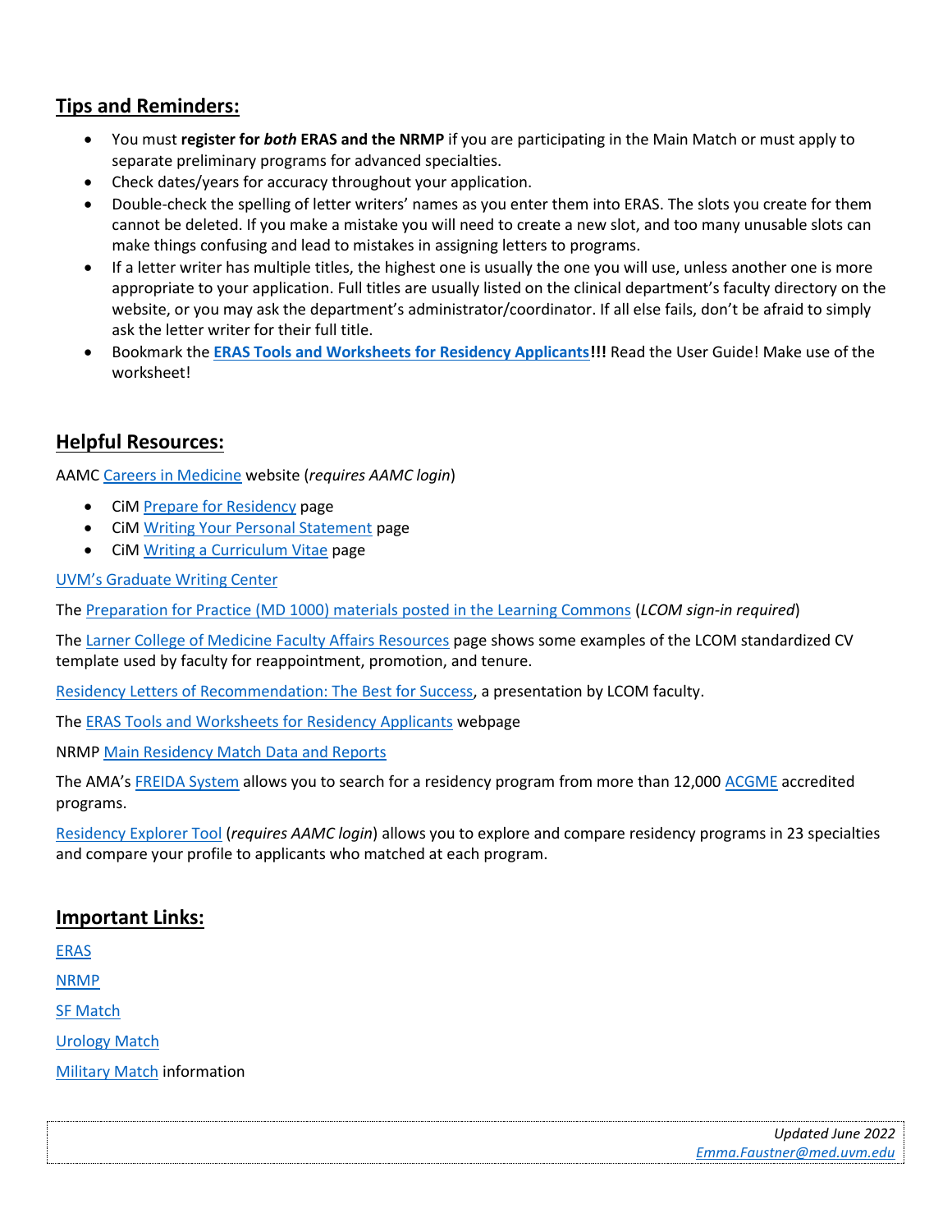## Tips and Reminders:

- You must **register for *both* ERAS and the NRMP** if you are participating in the Main Match or must apply to separate preliminary programs for advanced specialties.
- Check dates/years for accuracy throughout your application.
- Double-check the spelling of letter writers' names as you enter them into ERAS. The slots you create for them cannot be deleted. If you make a mistake you will need to create a new slot, and too many unusable slots can make things confusing and lead to mistakes in assigning letters to programs.
- If a letter writer has multiple titles, the highest one is usually the one you will use, unless another one is more appropriate to your application. Full titles are usually listed on the clinical department's faculty directory on the website, or you may ask the department's administrator/coordinator. If all else fails, don't be afraid to simply ask the letter writer for their full title.
- Bookmark the **ERAS Tools and Worksheets for Residency Applicants!!!** Read the User Guide! Make use of the worksheet!

## Helpful Resources:

AAMC Careers in Medicine website (*requires AAMC login*)

- CiM Prepare for Residency page
- CiM Writing Your Personal Statement page
- CiM Writing a Curriculum Vitae page

UVM's Graduate Writing Center

The Preparation for Practice (MD 1000) materials posted in the Learning Commons (*LCOM sign-in required*)

The Larner College of Medicine Faculty Affairs Resources page shows some examples of the LCOM standardized CV template used by faculty for reappointment, promotion, and tenure.

Residency Letters of Recommendation: The Best for Success, a presentation by LCOM faculty.

The ERAS Tools and Worksheets for Residency Applicants webpage

NRMP Main Residency Match Data and Reports

The AMA's FREIDA System allows you to search for a residency program from more than 12,000 ACGME accredited programs.

Residency Explorer Tool (*requires AAMC login*) allows you to explore and compare residency programs in 23 specialties and compare your profile to applicants who matched at each program.

## Important Links:

ERAS

NRMP

SF Match

Urology Match

Military Match information

*Updated June 2022*
*Emma.Faustner@med.uvm.edu*